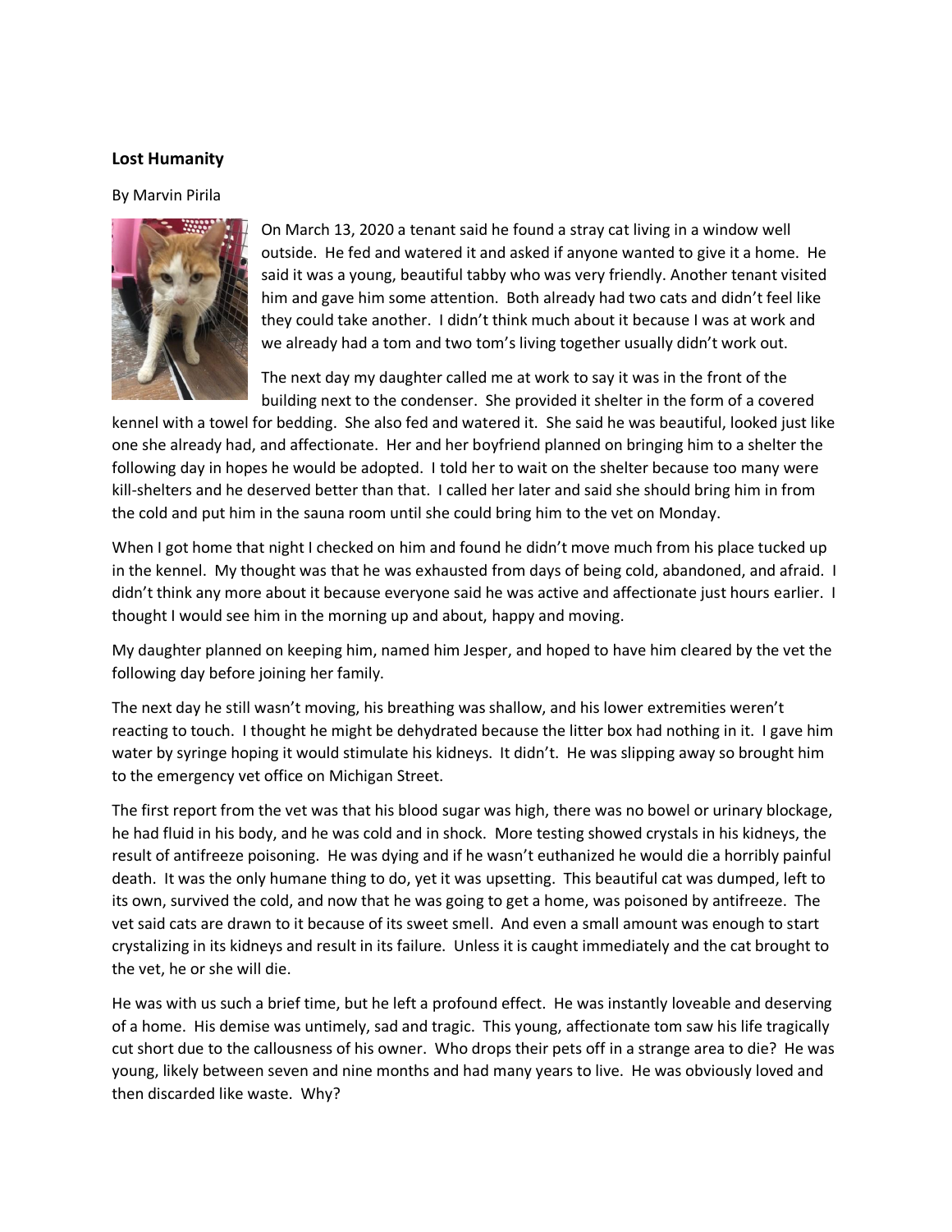**Lost Humanity**

By Marvin Pirila

On March 13, 2020 a tenant said he found a stray cat living in a window well outside. He fed and watered it and asked if anyone wanted to give it a home. He said it was a young, beautiful tabby who was very friendly. Another tenant visited him and gave him some attention. Both already had two cats and didn't feel like they could take another. I didn't think much about it because I was at work and we already had a tom and two tom's living together usually didn't work out.

The next day my daughter called me at work to say it was in the front of the building next to the condenser. She provided it shelter in the form of a covered kennel with a towel for bedding. She also fed and watered it. She said he was beautiful, looked just like one she already had, and affectionate. Her and her boyfriend planned on bringing him to a shelter the following day in hopes he would be adopted. I told her to wait on the shelter because too many were kill-shelters and he deserved better than that. I called her later and said she should bring him in from the cold and put him in the sauna room until she could bring him to the vet on Monday.

When I got home that night I checked on him and found he didn't move much from his place tucked up in the kennel. My thought was that he was exhausted from days of being cold, abandoned, and afraid. I didn't think any more about it because everyone said he was active and affectionate just hours earlier. I thought I would see him in the morning up and about, happy and moving.

My daughter planned on keeping him, named him Jesper, and hoped to have him cleared by the vet the following day before joining her family.

The next day he still wasn't moving, his breathing was shallow, and his lower extremities weren't reacting to touch. I thought he might be dehydrated because the litter box had nothing in it. I gave him water by syringe hoping it would stimulate his kidneys. It didn't. He was slipping away so brought him to the emergency vet office on Michigan Street.

The first report from the vet was that his blood sugar was high, there was no bowel or urinary blockage, he had fluid in his body, and he was cold and in shock. More testing showed crystals in his kidneys, the result of antifreeze poisoning. He was dying and if he wasn't euthanized he would die a horribly painful death. It was the only humane thing to do, yet it was upsetting. This beautiful cat was dumped, left to its own, survived the cold, and now that he was going to get a home, was poisoned by antifreeze. The vet said cats are drawn to it because of its sweet smell. And even a small amount was enough to start crystalizing in its kidneys and result in its failure. Unless it is caught immediately and the cat brought to the vet, he or she will die.

He was with us such a brief time, but he left a profound effect. He was instantly loveable and deserving of a home. His demise was untimely, sad and tragic. This young, affectionate tom saw his life tragically cut short due to the callousness of his owner. Who drops their pets off in a strange area to die? He was young, likely between seven and nine months and had many years to live. He was obviously loved and then discarded like waste. Why?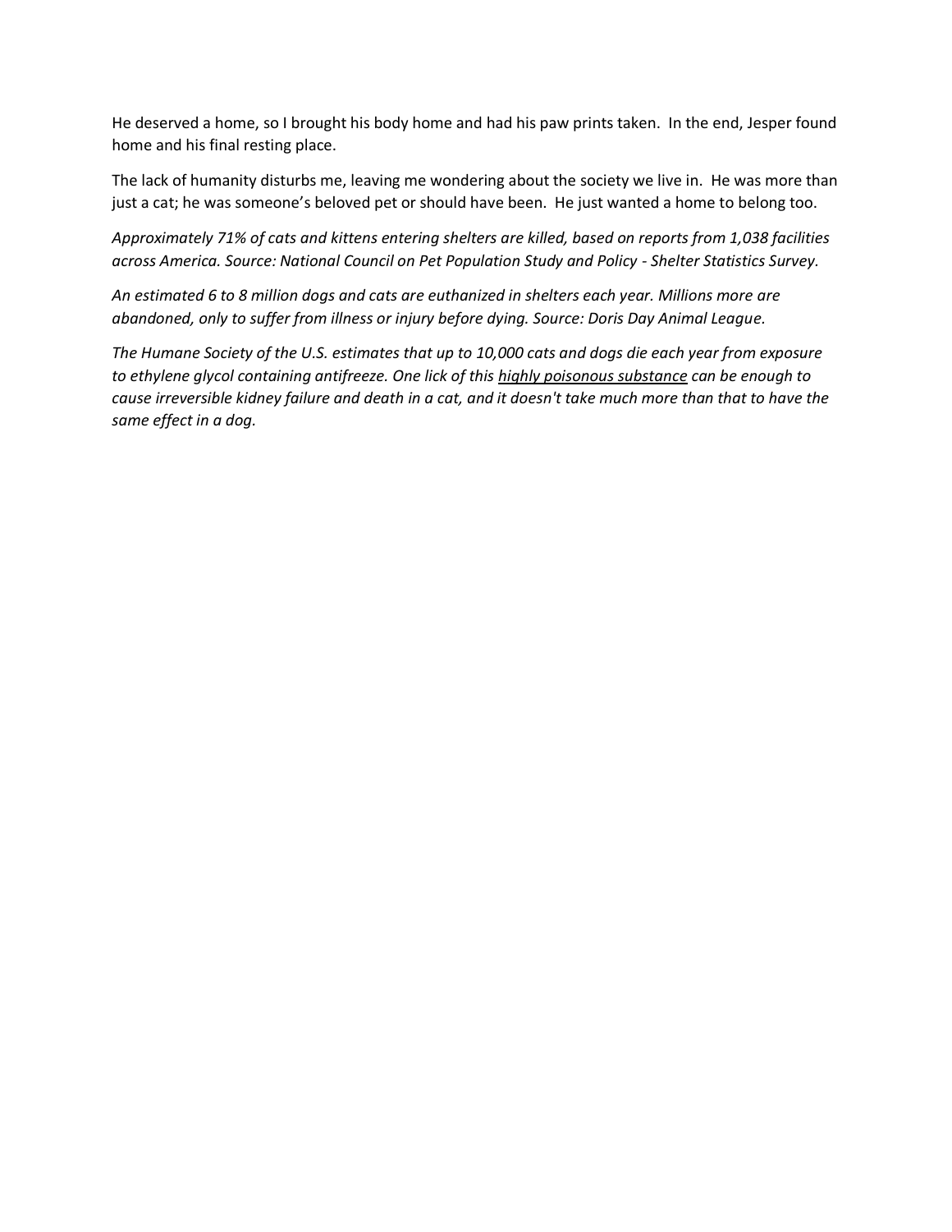He deserved a home, so I brought his body home and had his paw prints taken. In the end, Jesper found home and his final resting place.

The lack of humanity disturbs me, leaving me wondering about the society we live in. He was more than just a cat; he was someone's beloved pet or should have been. He just wanted a home to belong too.

*Approximately 71% of cats and kittens entering shelters are killed, based on reports from 1,038 facilities across America. Source: National Council on Pet Population Study and Policy - Shelter Statistics Survey.*

*An estimated 6 to 8 million dogs and cats are euthanized in shelters each year. Millions more are abandoned, only to suffer from illness or injury before dying. Source: Doris Day Animal League.*

*The Humane Society of the U.S. estimates that up to 10,000 cats and dogs die each year from exposure to ethylene glycol containing antifreeze. One lick of this highly poisonous substance can be enough to cause irreversible kidney failure and death in a cat, and it doesn't take much more than that to have the same effect in a dog.*